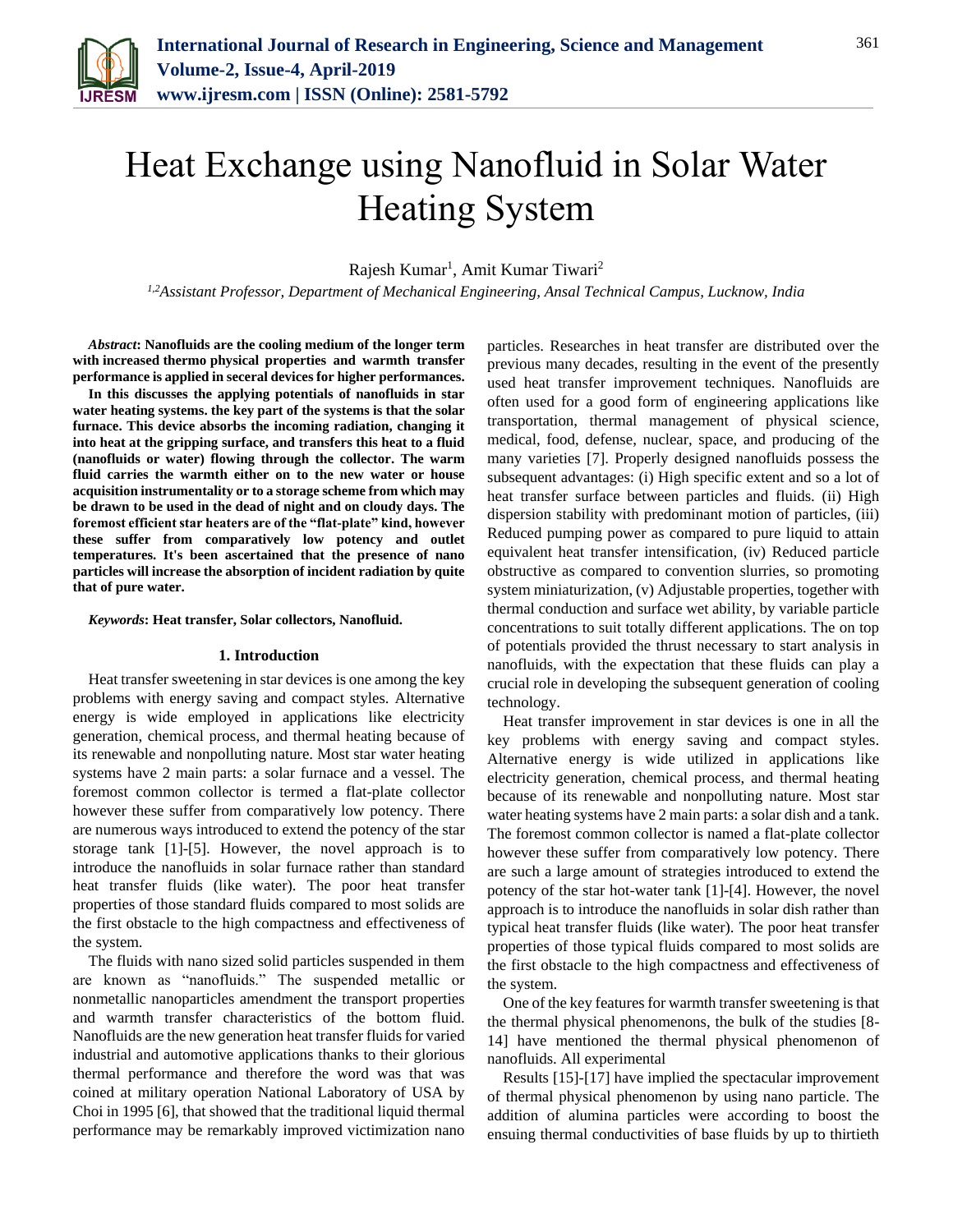# Heat Exchange using Nanofluid in Solar Water Heating System

Rajesh Kumar[1], Amit Kumar Tiwari[2]

[1,2]*Assistant Professor, Department of Mechanical Engineering, Ansal Technical Campus, Lucknow, India*

***Abstract*: Nanofluids are the cooling medium of the longer term with increased thermo physical properties and warmth transfer performance is applied in seceral devices for higher performances.**

**In this discusses the applying potentials of nanofluids in star water heating systems. the key part of the systems is that the solar furnace. This device absorbs the incoming radiation, changing it into heat at the gripping surface, and transfers this heat to a fluid (nanofluids or water) flowing through the collector. The warm fluid carries the warmth either on to the new water or house acquisition instrumentality or to a storage scheme from which may be drawn to be used in the dead of night and on cloudy days. The foremost efficient star heaters are of the "flat-plate" kind, however these suffer from comparatively low potency and outlet temperatures. It's been ascertained that the presence of nano particles will increase the absorption of incident radiation by quite that of pure water.**

***Keywords*: Heat transfer, Solar collectors, Nanofluid.**

## 1. Introduction

Heat transfer sweetening in star devices is one among the key problems with energy saving and compact styles. Alternative energy is wide employed in applications like electricity generation, chemical process, and thermal heating because of its renewable and nonpolluting nature. Most star water heating systems have 2 main parts: a solar furnace and a vessel. The foremost common collector is termed a flat-plate collector however these suffer from comparatively low potency. There are numerous ways introduced to extend the potency of the star storage tank [1]-[5]. However, the novel approach is to introduce the nanofluids in solar furnace rather than standard heat transfer fluids (like water). The poor heat transfer properties of those standard fluids compared to most solids are the first obstacle to the high compactness and effectiveness of the system.

The fluids with nano sized solid particles suspended in them are known as "nanofluids." The suspended metallic or nonmetallic nanoparticles amendment the transport properties and warmth transfer characteristics of the bottom fluid. Nanofluids are the new generation heat transfer fluids for varied industrial and automotive applications thanks to their glorious thermal performance and therefore the word was that was coined at military operation National Laboratory of USA by Choi in 1995 [6], that showed that the traditional liquid thermal performance may be remarkably improved victimization nano particles. Researches in heat transfer are distributed over the previous many decades, resulting in the event of the presently used heat transfer improvement techniques. Nanofluids are often used for a good form of engineering applications like transportation, thermal management of physical science, medical, food, defense, nuclear, space, and producing of the many varieties [7]. Properly designed nanofluids possess the subsequent advantages: (i) High specific extent and so a lot of heat transfer surface between particles and fluids. (ii) High dispersion stability with predominant motion of particles, (iii) Reduced pumping power as compared to pure liquid to attain equivalent heat transfer intensification, (iv) Reduced particle obstructive as compared to convention slurries, so promoting system miniaturization, (v) Adjustable properties, together with thermal conduction and surface wet ability, by variable particle concentrations to suit totally different applications. The on top of potentials provided the thrust necessary to start analysis in nanofluids, with the expectation that these fluids can play a crucial role in developing the subsequent generation of cooling technology.

Heat transfer improvement in star devices is one in all the key problems with energy saving and compact styles. Alternative energy is wide utilized in applications like electricity generation, chemical process, and thermal heating because of its renewable and nonpolluting nature. Most star water heating systems have 2 main parts: a solar dish and a tank. The foremost common collector is named a flat-plate collector however these suffer from comparatively low potency. There are such a large amount of strategies introduced to extend the potency of the star hot-water tank [1]-[4]. However, the novel approach is to introduce the nanofluids in solar dish rather than typical heat transfer fluids (like water). The poor heat transfer properties of those typical fluids compared to most solids are the first obstacle to the high compactness and effectiveness of the system.

One of the key features for warmth transfer sweetening is that the thermal physical phenomenons, the bulk of the studies [8-14] have mentioned the thermal physical phenomenon of nanofluids. All experimental

Results [15]-[17] have implied the spectacular improvement of thermal physical phenomenon by using nano particle. The addition of alumina particles were according to boost the ensuing thermal conductivities of base fluids by up to thirtieth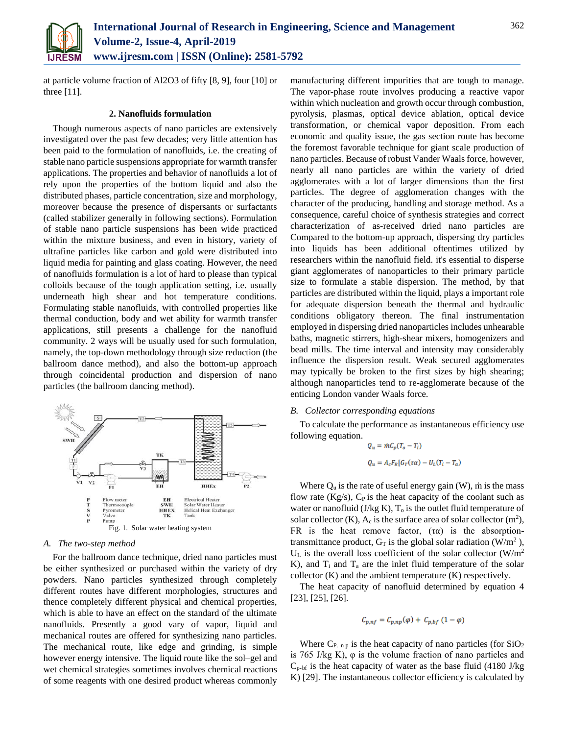at particle volume fraction of Al2O3 of fifty [8, 9], four [10] or three [11].

## 2. Nanofluids formulation

Though numerous aspects of nano particles are extensively investigated over the past few decades; very little attention has been paid to the formulation of nanofluids, i.e. the creating of stable nano particle suspensions appropriate for warmth transfer applications. The properties and behavior of nanofluids a lot of rely upon the properties of the bottom liquid and also the distributed phases, particle concentration, size and morphology, moreover because the presence of dispersants or surfactants (called stabilizer generally in following sections). Formulation of stable nano particle suspensions has been wide practiced within the mixture business, and even in history, variety of ultrafine particles like carbon and gold were distributed into liquid media for painting and glass coating. However, the need of nanofluids formulation is a lot of hard to please than typical colloids because of the tough application setting, i.e. usually underneath high shear and hot temperature conditions. Formulating stable nanofluids, with controlled properties like thermal conduction, body and wet ability for warmth transfer applications, still presents a challenge for the nanofluid community. 2 ways will be usually used for such formulation, namely, the top-down methodology through size reduction (the ballroom dance method), and also the bottom-up approach through coincidental production and dispersion of nano particles (the ballroom dancing method).

| | | | |
|---|---|---|---|
| F | Flow meter | EH | Electrical Heater |
| T | Thermocouple | SWH | Solar Water Heater |
| S | Pyrometer | HHEX | Helical Heat Exchanger |
| V | Valve | TK | Tank |
| P | Pump | | |

Fig. 1. Solar water heating system

### A. The two-step method

For the ballroom dance technique, dried nano particles must be either synthesized or purchased within the variety of dry powders. Nano particles synthesized through completely different routes have different morphologies, structures and thence completely different physical and chemical properties, which is able to have an effect on the standard of the ultimate nanofluids. Presently a good vary of vapor, liquid and mechanical routes are offered for synthesizing nano particles. The mechanical route, like edge and grinding, is simple however energy intensive. The liquid route like the sol–gel and wet chemical strategies sometimes involves chemical reactions of some reagents with one desired product whereas commonly manufacturing different impurities that are tough to manage. The vapor-phase route involves producing a reactive vapor within which nucleation and growth occur through combustion, pyrolysis, plasmas, optical device ablation, optical device transformation, or chemical vapor deposition. From each economic and quality issue, the gas section route has become the foremost favorable technique for giant scale production of nano particles. Because of robust Vander Waals force, however, nearly all nano particles are within the variety of dried agglomerates with a lot of larger dimensions than the first particles. The degree of agglomeration changes with the character of the producing, handling and storage method. As a consequence, careful choice of synthesis strategies and correct characterization of as-received dried nano particles are Compared to the bottom-up approach, dispersing dry particles into liquids has been additional oftentimes utilized by researchers within the nanofluid field. it's essential to disperse giant agglomerates of nanoparticles to their primary particle size to formulate a stable dispersion. The method, by that particles are distributed within the liquid, plays a important role for adequate dispersion beneath the thermal and hydraulic conditions obligatory thereon. The final instrumentation employed in dispersing dried nanoparticles includes unhearable baths, magnetic stirrers, high-shear mixers, homogenizers and bead mills. The time interval and intensity may considerably influence the dispersion result. Weak secured agglomerates may typically be broken to the first sizes by high shearing; although nanoparticles tend to re-agglomerate because of the enticing London vander Waals force.

### B. Collector corresponding equations

To calculate the performance as instantaneous efficiency use following equation.

$$Q_u = \dot{m}C_p(T_o - T_i)$$

$$Q_u = A_c F_R[G_T(\tau\alpha) - U_L(T_i - T_a)$$

Where $Q_u$ is the rate of useful energy gain (W), $\dot{m}$ is the mass flow rate (Kg/s), $C_P$ is the heat capacity of the coolant such as water or nanofluid (J/kg K), $T_o$ is the outlet fluid temperature of solar collector (K), $A_c$ is the surface area of solar collector ($m^2$), FR is the heat remove factor, $(\tau\alpha)$ is the absorption-transmittance product, $G_T$ is the global solar radiation ($W/m^2$), $U_L$ is the overall loss coefficient of the solar collector ($W/m^2$ K), and $T_i$ and $T_a$ are the inlet fluid temperature of the solar collector (K) and the ambient temperature (K) respectively.

The heat capacity of nanofluid determined by equation 4 [23], [25], [26].

$$C_{p,nf} = C_{p,np}(\varphi) + C_{p,bf}\,(1 - \varphi)$$

Where $C_{P.\,n\,p}$ is the heat capacity of nano particles (for $SiO_2$ is 765 J/kg K), φ is the volume fraction of nano particles and $C_{p\text{-}bf}$ is the heat capacity of water as the base fluid (4180 J/kg K) [29]. The instantaneous collector efficiency is calculated by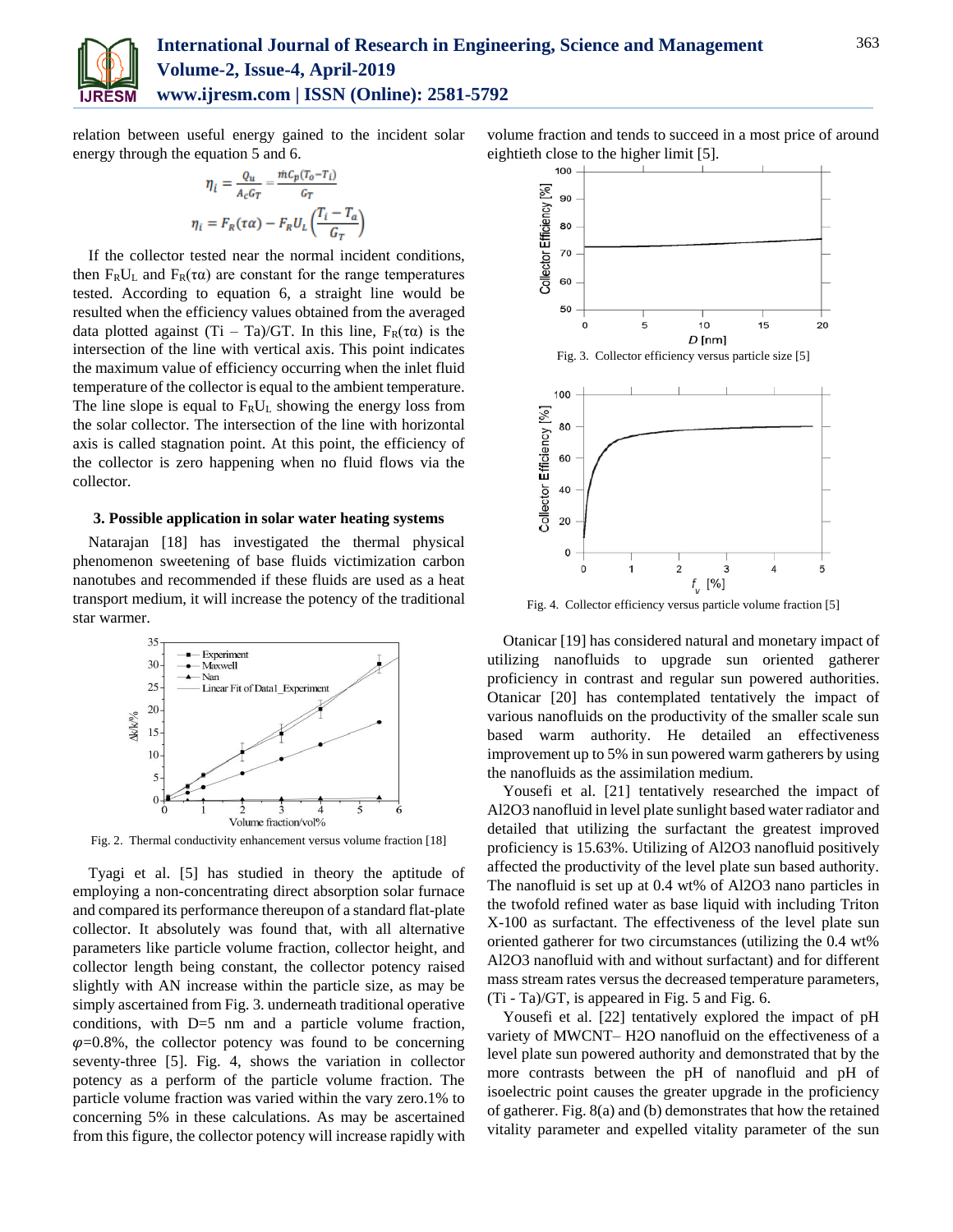relation between useful energy gained to the incident solar energy through the equation 5 and 6.

$$\eta_i = \frac{Q_u}{A_c G_T} = \frac{\dot{m} C_p (T_o - T_i)}{G_T}$$

$$\eta_i = F_R(\tau\alpha) - F_R U_L \left(\frac{T_i - T_a}{G_T}\right)$$

If the collector tested near the normal incident conditions, then $F_R U_L$ and $F_R(\tau\alpha)$ are constant for the range temperatures tested. According to equation 6, a straight line would be resulted when the efficiency values obtained from the averaged data plotted against (Ti – Ta)/GT. In this line, $F_R(\tau\alpha)$ is the intersection of the line with vertical axis. This point indicates the maximum value of efficiency occurring when the inlet fluid temperature of the collector is equal to the ambient temperature. The line slope is equal to $F_R U_L$ showing the energy loss from the solar collector. The intersection of the line with horizontal axis is called stagnation point. At this point, the efficiency of the collector is zero happening when no fluid flows via the collector.

### 3. Possible application in solar water heating systems

Natarajan [18] has investigated the thermal physical phenomenon sweetening of base fluids victimization carbon nanotubes and recommended if these fluids are used as a heat transport medium, it will increase the potency of the traditional star warmer.

Fig. 2. Thermal conductivity enhancement versus volume fraction [18]

Tyagi et al. [5] has studied in theory the aptitude of employing a non-concentrating direct absorption solar furnace and compared its performance thereupon of a standard flat-plate collector. It absolutely was found that, with all alternative parameters like particle volume fraction, collector height, and collector length being constant, the collector potency raised slightly with AN increase within the particle size, as may be simply ascertained from Fig. 3. underneath traditional operative conditions, with D=5 nm and a particle volume fraction, $\varphi$=0.8%, the collector potency was found to be concerning seventy-three [5]. Fig. 4, shows the variation in collector potency as a perform of the particle volume fraction. The particle volume fraction was varied within the vary zero.1% to concerning 5% in these calculations. As may be ascertained from this figure, the collector potency will increase rapidly with volume fraction and tends to succeed in a most price of around eightieth close to the higher limit [5].

Fig. 3. Collector efficiency versus particle size [5]

Fig. 4. Collector efficiency versus particle volume fraction [5]

Otanicar [19] has considered natural and monetary impact of utilizing nanofluids to upgrade sun oriented gatherer proficiency in contrast and regular sun powered authorities. Otanicar [20] has contemplated tentatively the impact of various nanofluids on the productivity of the smaller scale sun based warm authority. He detailed an effectiveness improvement up to 5% in sun powered warm gatherers by using the nanofluids as the assimilation medium.

Yousefi et al. [21] tentatively researched the impact of Al2O3 nanofluid in level plate sunlight based water radiator and detailed that utilizing the surfactant the greatest improved proficiency is 15.63%. Utilizing of Al2O3 nanofluid positively affected the productivity of the level plate sun based authority. The nanofluid is set up at 0.4 wt% of Al2O3 nano particles in the twofold refined water as base liquid with including Triton X-100 as surfactant. The effectiveness of the level plate sun oriented gatherer for two circumstances (utilizing the 0.4 wt% Al2O3 nanofluid with and without surfactant) and for different mass stream rates versus the decreased temperature parameters, (Ti - Ta)/GT, is appeared in Fig. 5 and Fig. 6.

Yousefi et al. [22] tentatively explored the impact of pH variety of MWCNT– H2O nanofluid on the effectiveness of a level plate sun powered authority and demonstrated that by the more contrasts between the pH of nanofluid and pH of isoelectric point causes the greater upgrade in the proficiency of gatherer. Fig. 8(a) and (b) demonstrates that how the retained vitality parameter and expelled vitality parameter of the sun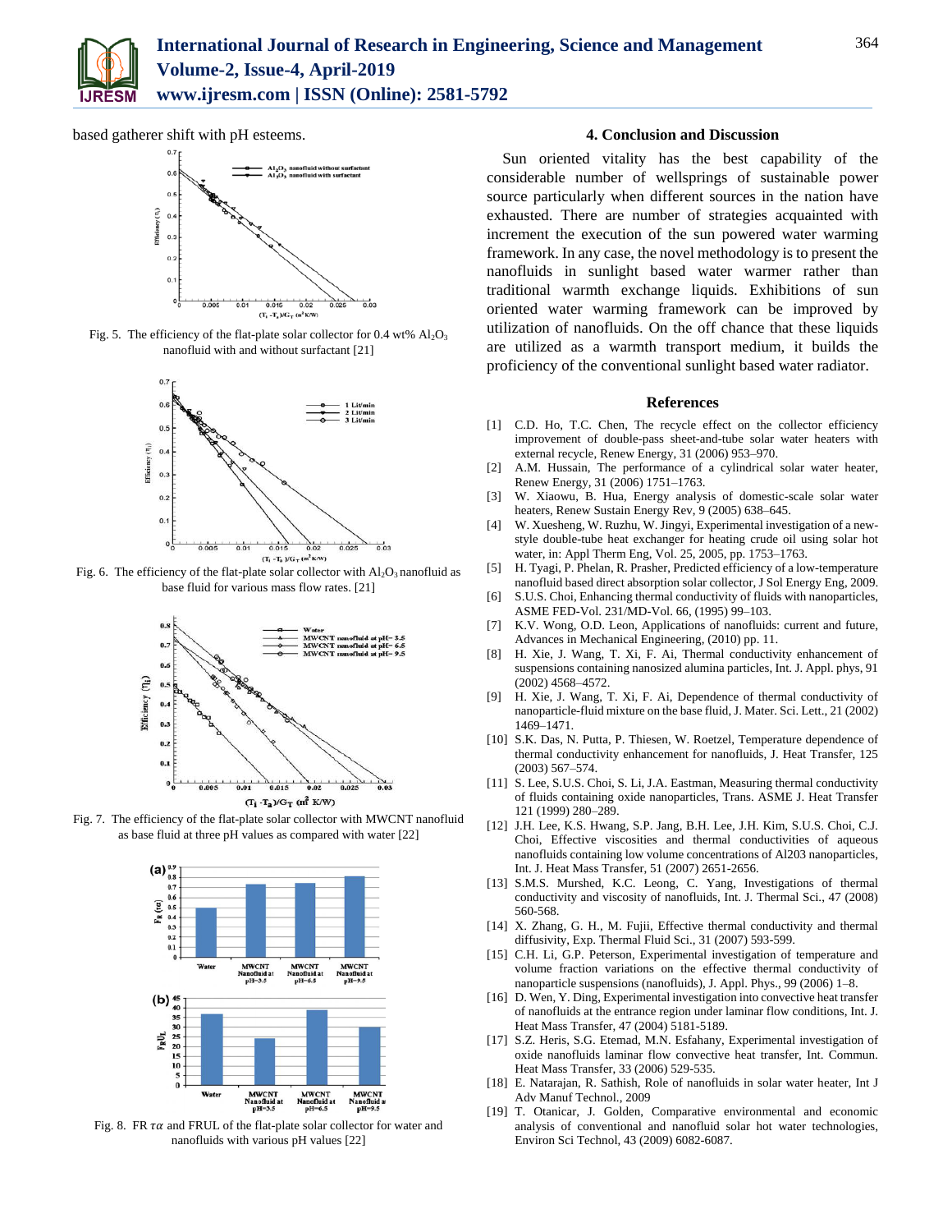based gatherer shift with pH esteems.

Fig. 5. The efficiency of the flat-plate solar collector for 0.4 wt% $Al_2O_3$ nanofluid with and without surfactant [21]

Fig. 6. The efficiency of the flat-plate solar collector with $Al_2O_3$ nanofluid as base fluid for various mass flow rates. [21]

Fig. 7. The efficiency of the flat-plate solar collector with MWCNT nanofluid as base fluid at three pH values as compared with water [22]

Fig. 8. FR $\tau\alpha$ and FRUL of the flat-plate solar collector for water and nanofluids with various pH values [22]

## 4. Conclusion and Discussion

Sun oriented vitality has the best capability of the considerable number of wellsprings of sustainable power source particularly when different sources in the nation have exhausted. There are number of strategies acquainted with increment the execution of the sun powered water warming framework. In any case, the novel methodology is to present the nanofluids in sunlight based water warmer rather than traditional warmth exchange liquids. Exhibitions of sun oriented water warming framework can be improved by utilization of nanofluids. On the off chance that these liquids are utilized as a warmth transport medium, it builds the proficiency of the conventional sunlight based water radiator.

## References

[1] C.D. Ho, T.C. Chen, The recycle effect on the collector efficiency improvement of double-pass sheet-and-tube solar water heaters with external recycle, Renew Energy, 31 (2006) 953–970.

[2] A.M. Hussain, The performance of a cylindrical solar water heater, Renew Energy, 31 (2006) 1751–1763.

[3] W. Xiaowu, B. Hua, Energy analysis of domestic-scale solar water heaters, Renew Sustain Energy Rev, 9 (2005) 638–645.

[4] W. Xuesheng, W. Ruzhu, W. Jingyi, Experimental investigation of a new-style double-tube heat exchanger for heating crude oil using solar hot water, in: Appl Therm Eng, Vol. 25, 2005, pp. 1753–1763.

[5] H. Tyagi, P. Phelan, R. Prasher, Predicted efficiency of a low-temperature nanofluid based direct absorption solar collector, J Sol Energy Eng, 2009.

[6] S.U.S. Choi, Enhancing thermal conductivity of fluids with nanoparticles, ASME FED-Vol. 231/MD-Vol. 66, (1995) 99–103.

[7] K.V. Wong, O.D. Leon, Applications of nanofluids: current and future, Advances in Mechanical Engineering, (2010) pp. 11.

[8] H. Xie, J. Wang, T. Xi, F. Ai, Thermal conductivity enhancement of suspensions containing nanosized alumina particles, Int. J. Appl. phys, 91 (2002) 4568–4572.

[9] H. Xie, J. Wang, T. Xi, F. Ai, Dependence of thermal conductivity of nanoparticle-fluid mixture on the base fluid, J. Mater. Sci. Lett., 21 (2002) 1469–1471.

[10] S.K. Das, N. Putta, P. Thiesen, W. Roetzel, Temperature dependence of thermal conductivity enhancement for nanofluids, J. Heat Transfer, 125 (2003) 567–574.

[11] S. Lee, S.U.S. Choi, S. Li, J.A. Eastman, Measuring thermal conductivity of fluids containing oxide nanoparticles, Trans. ASME J. Heat Transfer 121 (1999) 280–289.

[12] J.H. Lee, K.S. Hwang, S.P. Jang, B.H. Lee, J.H. Kim, S.U.S. Choi, C.J. Choi, Effective viscosities and thermal conductivities of aqueous nanofluids containing low volume concentrations of Al203 nanoparticles, Int. J. Heat Mass Transfer, 51 (2007) 2651-2656.

[13] S.M.S. Murshed, K.C. Leong, C. Yang, Investigations of thermal conductivity and viscosity of nanofluids, Int. J. Thermal Sci., 47 (2008) 560-568.

[14] X. Zhang, G. H., M. Fujii, Effective thermal conductivity and thermal diffusivity, Exp. Thermal Fluid Sci., 31 (2007) 593-599.

[15] C.H. Li, G.P. Peterson, Experimental investigation of temperature and volume fraction variations on the effective thermal conductivity of nanoparticle suspensions (nanofluids), J. Appl. Phys., 99 (2006) 1–8.

[16] D. Wen, Y. Ding, Experimental investigation into convective heat transfer of nanofluids at the entrance region under laminar flow conditions, Int. J. Heat Mass Transfer, 47 (2004) 5181-5189.

[17] S.Z. Heris, S.G. Etemad, M.N. Esfahany, Experimental investigation of oxide nanofluids laminar flow convective heat transfer, Int. Commun. Heat Mass Transfer, 33 (2006) 529-535.

[18] E. Natarajan, R. Sathish, Role of nanofluids in solar water heater, Int J Adv Manuf Technol., 2009

[19] T. Otanicar, J. Golden, Comparative environmental and economic analysis of conventional and nanofluid solar hot water technologies, Environ Sci Technol, 43 (2009) 6082-6087.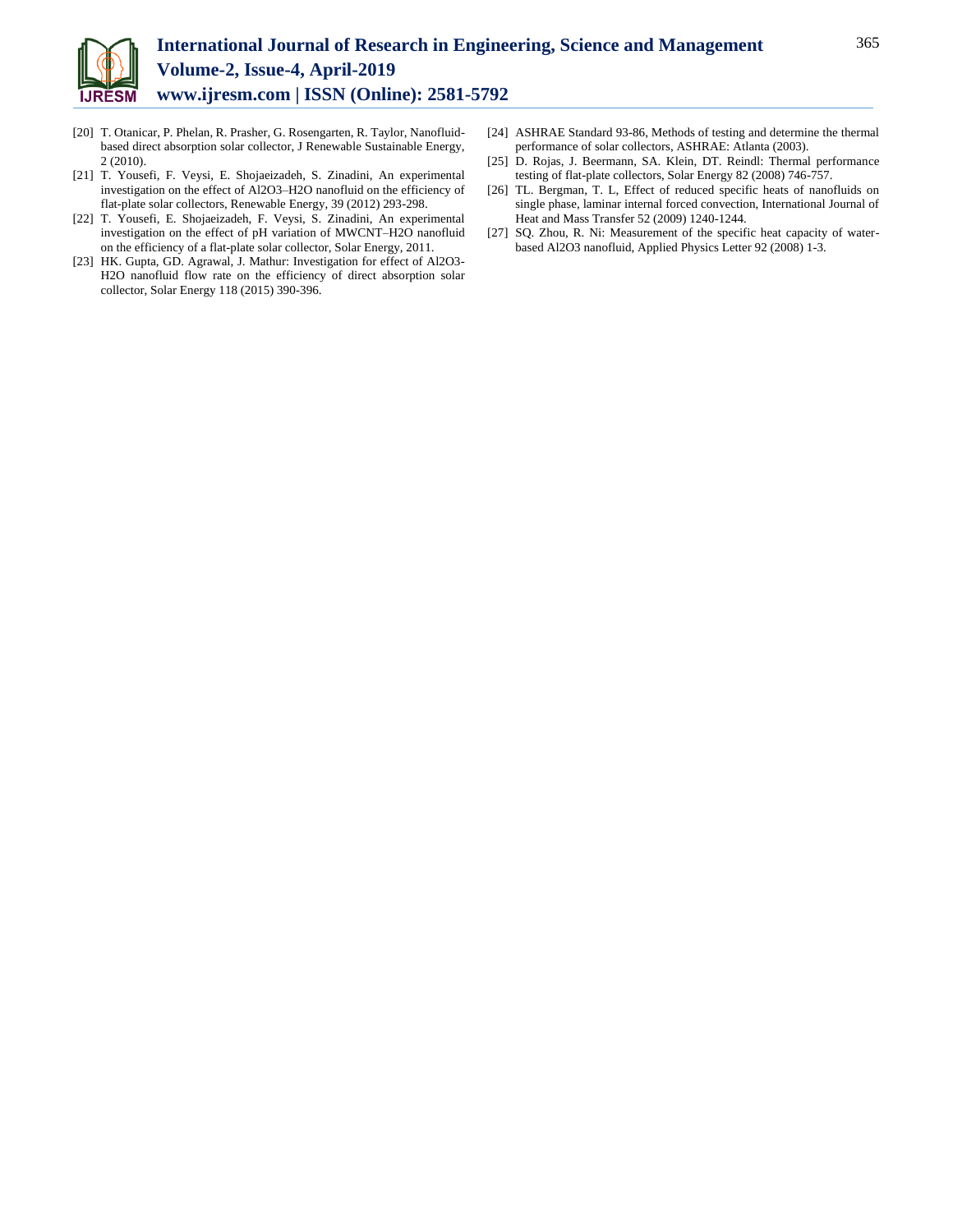- [20] T. Otanicar, P. Phelan, R. Prasher, G. Rosengarten, R. Taylor, Nanofluid-based direct absorption solar collector, J Renewable Sustainable Energy, 2 (2010).
- [21] T. Yousefi, F. Veysi, E. Shojaeizadeh, S. Zinadini, An experimental investigation on the effect of $Al_2O_3$–$H_2O$ nanofluid on the efficiency of flat-plate solar collectors, Renewable Energy, 39 (2012) 293-298.
- [22] T. Yousefi, E. Shojaeizadeh, F. Veysi, S. Zinadini, An experimental investigation on the effect of pH variation of MWCNT–$H_2O$ nanofluid on the efficiency of a flat-plate solar collector, Solar Energy, 2011.
- [23] HK. Gupta, GD. Agrawal, J. Mathur: Investigation for effect of $Al_2O_3$-$H_2O$ nanofluid flow rate on the efficiency of direct absorption solar collector, Solar Energy 118 (2015) 390-396.
- [24] ASHRAE Standard 93-86, Methods of testing and determine the thermal performance of solar collectors, ASHRAE: Atlanta (2003).
- [25] D. Rojas, J. Beermann, SA. Klein, DT. Reindl: Thermal performance testing of flat-plate collectors, Solar Energy 82 (2008) 746-757.
- [26] TL. Bergman, T. L, Effect of reduced specific heats of nanofluids on single phase, laminar internal forced convection, International Journal of Heat and Mass Transfer 52 (2009) 1240-1244.
- [27] SQ. Zhou, R. Ni: Measurement of the specific heat capacity of water-based $Al_2O_3$ nanofluid, Applied Physics Letter 92 (2008) 1-3.